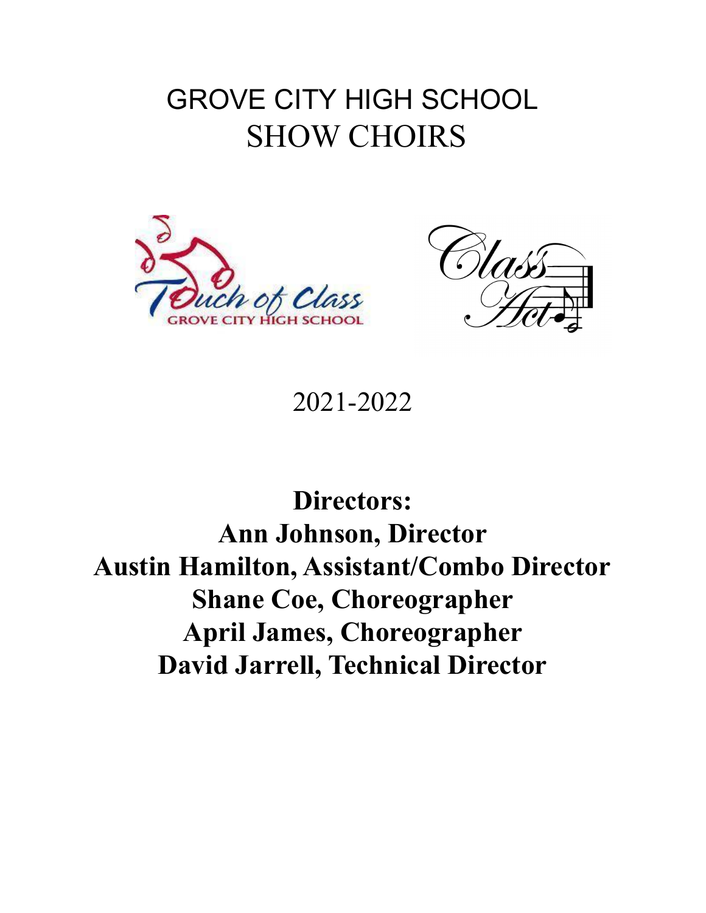# GROVE CITY HIGH SCHOOL
# SHOW CHOIRS

2021-2022

**Directors:**
**Ann Johnson, Director**
**Austin Hamilton, Assistant/Combo Director**
**Shane Coe, Choreographer**
**April James, Choreographer**
**David Jarrell, Technical Director**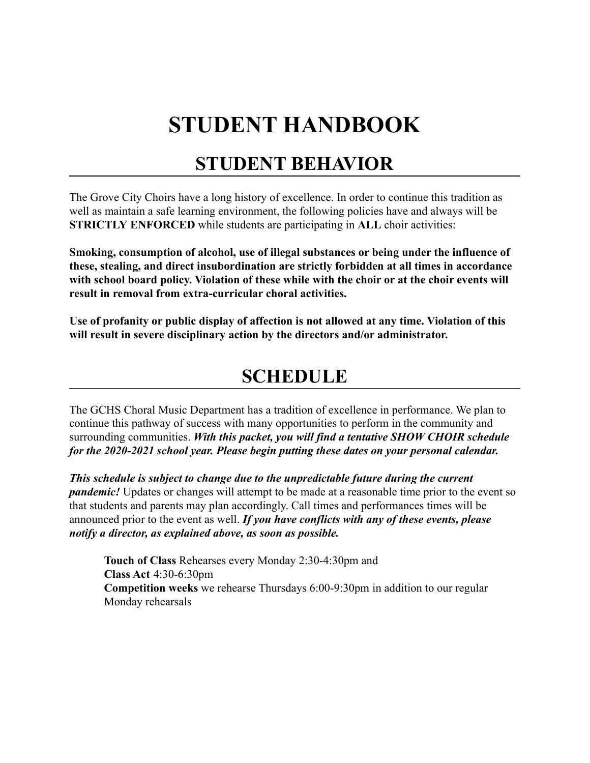# STUDENT HANDBOOK

## STUDENT BEHAVIOR

The Grove City Choirs have a long history of excellence. In order to continue this tradition as well as maintain a safe learning environment, the following policies have and always will be **STRICTLY ENFORCED** while students are participating in **ALL** choir activities:

**Smoking, consumption of alcohol, use of illegal substances or being under the influence of these, stealing, and direct insubordination are strictly forbidden at all times in accordance with school board policy. Violation of these while with the choir or at the choir events will result in removal from extra-curricular choral activities.**

**Use of profanity or public display of affection is not allowed at any time. Violation of this will result in severe disciplinary action by the directors and/or administrator.**

## SCHEDULE

The GCHS Choral Music Department has a tradition of excellence in performance. We plan to continue this pathway of success with many opportunities to perform in the community and surrounding communities. ***With this packet, you will find a tentative SHOW CHOIR schedule for the 2020-2021 school year. Please begin putting these dates on your personal calendar.***

***This schedule is subject to change due to the unpredictable future during the current pandemic!*** Updates or changes will attempt to be made at a reasonable time prior to the event so that students and parents may plan accordingly. Call times and performances times will be announced prior to the event as well. ***If you have conflicts with any of these events, please notify a director, as explained above, as soon as possible.***

**Touch of Class** Rehearses every Monday 2:30-4:30pm and
**Class Act** 4:30-6:30pm
**Competition weeks** we rehearse Thursdays 6:00-9:30pm in addition to our regular Monday rehearsals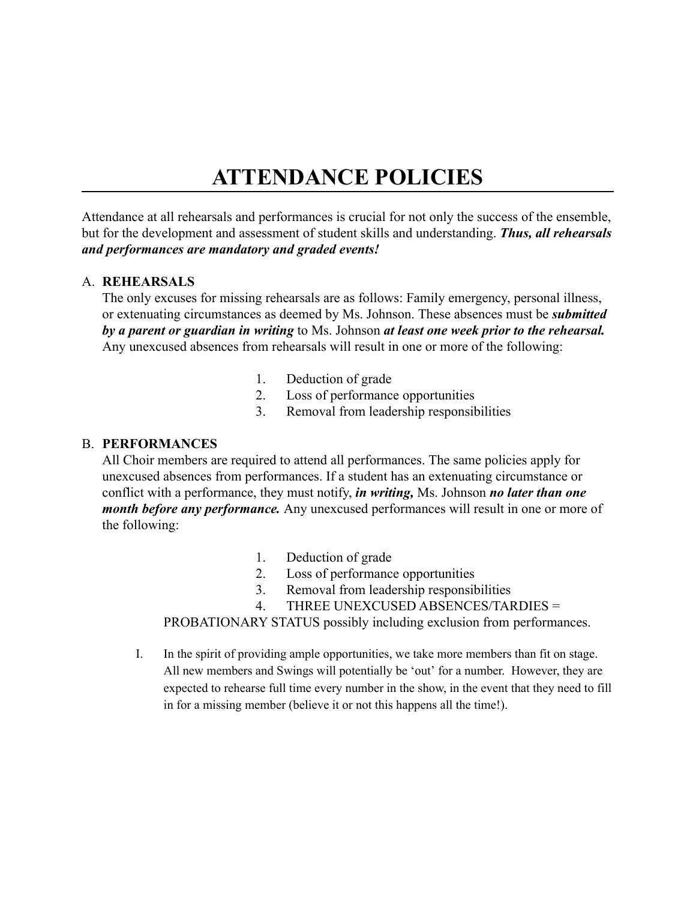# ATTENDANCE POLICIES

Attendance at all rehearsals and performances is crucial for not only the success of the ensemble, but for the development and assessment of student skills and understanding. ***Thus, all rehearsals and performances are mandatory and graded events!***

A. **REHEARSALS**

The only excuses for missing rehearsals are as follows: Family emergency, personal illness, or extenuating circumstances as deemed by Ms. Johnson. These absences must be ***submitted by a parent or guardian in writing*** to Ms. Johnson ***at least one week prior to the rehearsal.*** Any unexcused absences from rehearsals will result in one or more of the following:

1. Deduction of grade
2. Loss of performance opportunities
3. Removal from leadership responsibilities

B. **PERFORMANCES**

All Choir members are required to attend all performances. The same policies apply for unexcused absences from performances. If a student has an extenuating circumstance or conflict with a performance, they must notify, ***in writing,*** Ms. Johnson ***no later than one month before any performance.*** Any unexcused performances will result in one or more of the following:

1. Deduction of grade
2. Loss of performance opportunities
3. Removal from leadership responsibilities
4. THREE UNEXCUSED ABSENCES/TARDIES = PROBATIONARY STATUS possibly including exclusion from performances.

I. In the spirit of providing ample opportunities, we take more members than fit on stage. All new members and Swings will potentially be 'out' for a number. However, they are expected to rehearse full time every number in the show, in the event that they need to fill in for a missing member (believe it or not this happens all the time!).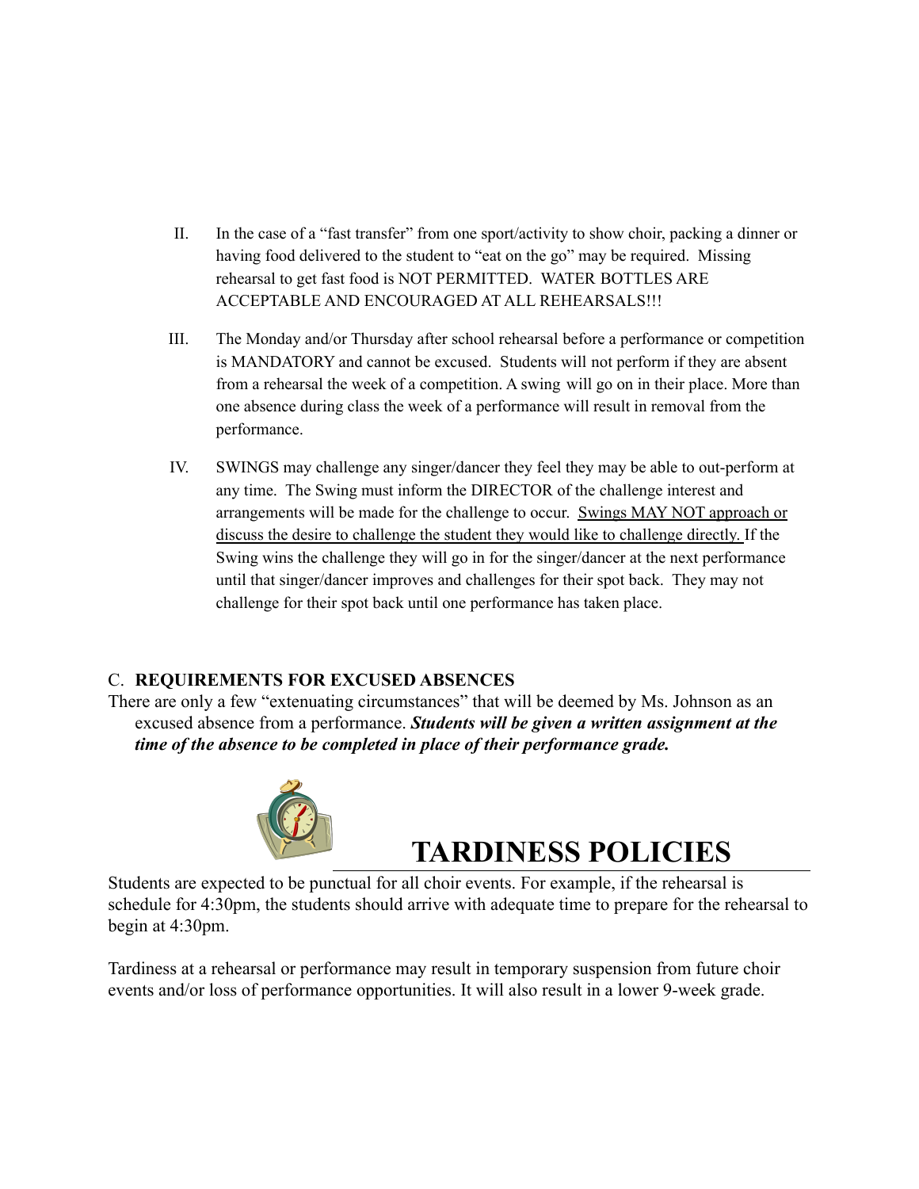II. In the case of a "fast transfer" from one sport/activity to show choir, packing a dinner or having food delivered to the student to "eat on the go" may be required. Missing rehearsal to get fast food is NOT PERMITTED. WATER BOTTLES ARE ACCEPTABLE AND ENCOURAGED AT ALL REHEARSALS!!!

III. The Monday and/or Thursday after school rehearsal before a performance or competition is MANDATORY and cannot be excused. Students will not perform if they are absent from a rehearsal the week of a competition. A swing will go on in their place. More than one absence during class the week of a performance will result in removal from the performance.

IV. SWINGS may challenge any singer/dancer they feel they may be able to out-perform at any time. The Swing must inform the DIRECTOR of the challenge interest and arrangements will be made for the challenge to occur. <u>Swings MAY NOT approach or discuss the desire to challenge the student they would like to challenge directly.</u> If the Swing wins the challenge they will go in for the singer/dancer at the next performance until that singer/dancer improves and challenges for their spot back. They may not challenge for their spot back until one performance has taken place.

C. **REQUIREMENTS FOR EXCUSED ABSENCES**

There are only a few "extenuating circumstances" that will be deemed by Ms. Johnson as an excused absence from a performance. ***Students will be given a written assignment at the time of the absence to be completed in place of their performance grade.***

# TARDINESS POLICIES

Students are expected to be punctual for all choir events. For example, if the rehearsal is schedule for 4:30pm, the students should arrive with adequate time to prepare for the rehearsal to begin at 4:30pm.

Tardiness at a rehearsal or performance may result in temporary suspension from future choir events and/or loss of performance opportunities. It will also result in a lower 9-week grade.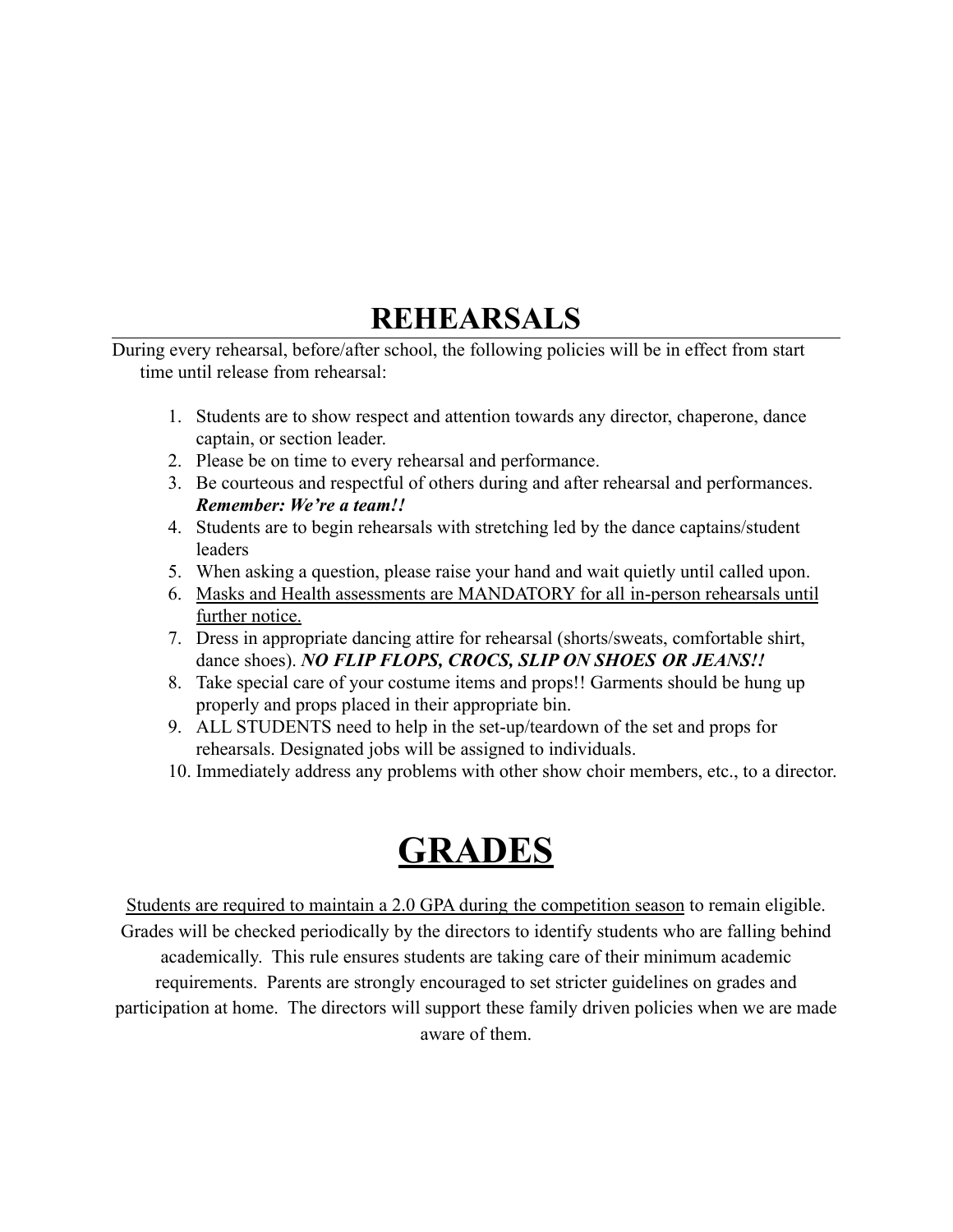# REHEARSALS

During every rehearsal, before/after school, the following policies will be in effect from start time until release from rehearsal:

1. Students are to show respect and attention towards any director, chaperone, dance captain, or section leader.
2. Please be on time to every rehearsal and performance.
3. Be courteous and respectful of others during and after rehearsal and performances. ***Remember: We're a team!!***
4. Students are to begin rehearsals with stretching led by the dance captains/student leaders
5. When asking a question, please raise your hand and wait quietly until called upon.
6. <u>Masks and Health assessments are MANDATORY for all in-person rehearsals until further notice.</u>
7. Dress in appropriate dancing attire for rehearsal (shorts/sweats, comfortable shirt, dance shoes). ***NO FLIP FLOPS, CROCS, SLIP ON SHOES OR JEANS!!***
8. Take special care of your costume items and props!! Garments should be hung up properly and props placed in their appropriate bin.
9. ALL STUDENTS need to help in the set-up/teardown of the set and props for rehearsals. Designated jobs will be assigned to individuals.
10. Immediately address any problems with other show choir members, etc., to a director.

# GRADES

<u>Students are required to maintain a 2.0 GPA during the competition season</u> to remain eligible. Grades will be checked periodically by the directors to identify students who are falling behind academically. This rule ensures students are taking care of their minimum academic requirements. Parents are strongly encouraged to set stricter guidelines on grades and participation at home. The directors will support these family driven policies when we are made aware of them.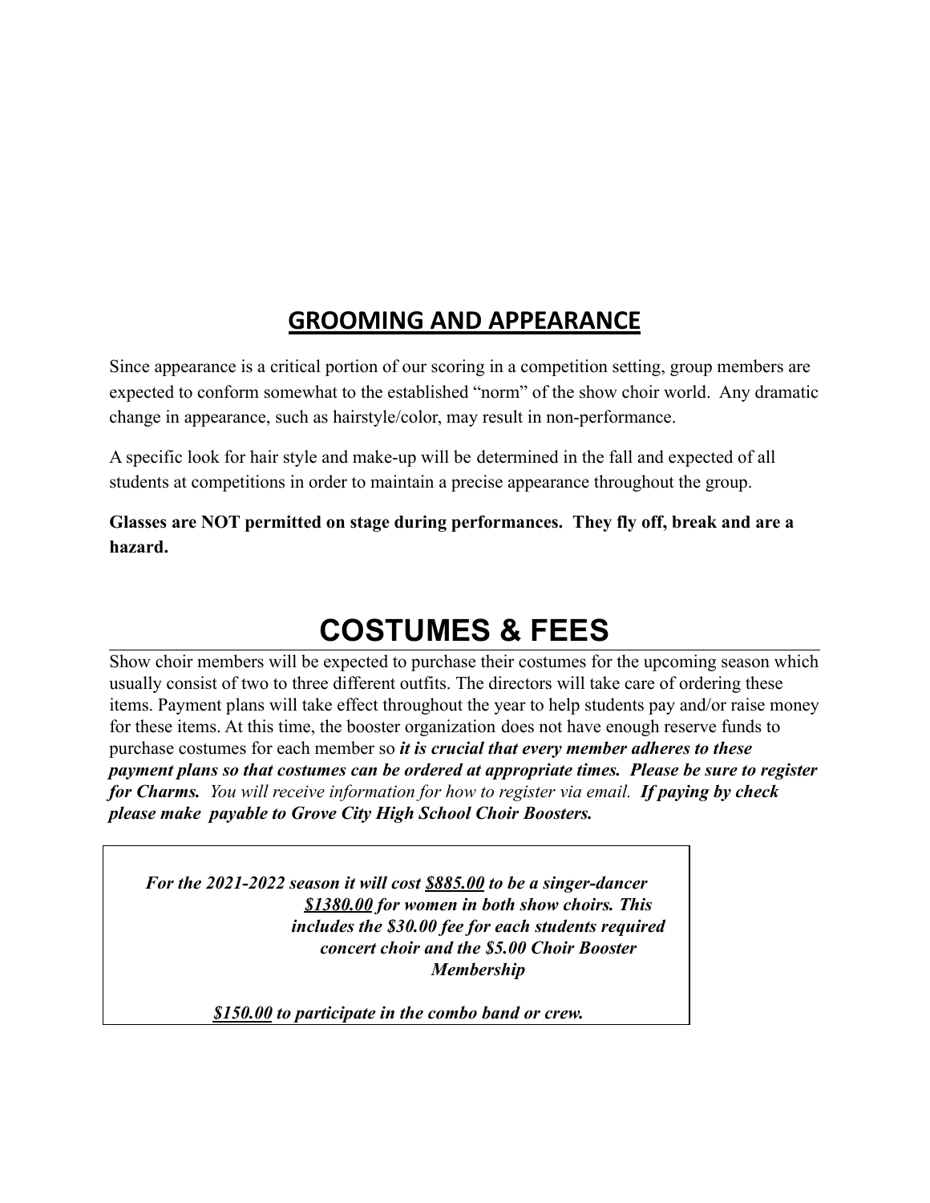## GROOMING AND APPEARANCE

Since appearance is a critical portion of our scoring in a competition setting, group members are expected to conform somewhat to the established "norm" of the show choir world. Any dramatic change in appearance, such as hairstyle/color, may result in non-performance.

A specific look for hair style and make-up will be determined in the fall and expected of all students at competitions in order to maintain a precise appearance throughout the group.

**Glasses are NOT permitted on stage during performances. They fly off, break and are a hazard.**

# COSTUMES & FEES

Show choir members will be expected to purchase their costumes for the upcoming season which usually consist of two to three different outfits. The directors will take care of ordering these items. Payment plans will take effect throughout the year to help students pay and/or raise money for these items. At this time, the booster organization does not have enough reserve funds to purchase costumes for each member so ***it is crucial that every member adheres to these payment plans so that costumes can be ordered at appropriate times. Please be sure to register for Charms.*** *You will receive information for how to register via email.* ***If paying by check please make payable to Grove City High School Choir Boosters.***

***For the 2021-2022 season it will cost <u>$885.00</u> to be a singer-dancer <u>$1380.00</u> for women in both show choirs. This includes the $30.00 fee for each students required concert choir and the $5.00 Choir Booster Membership***

***<u>$150.00</u> to participate in the combo band or crew.***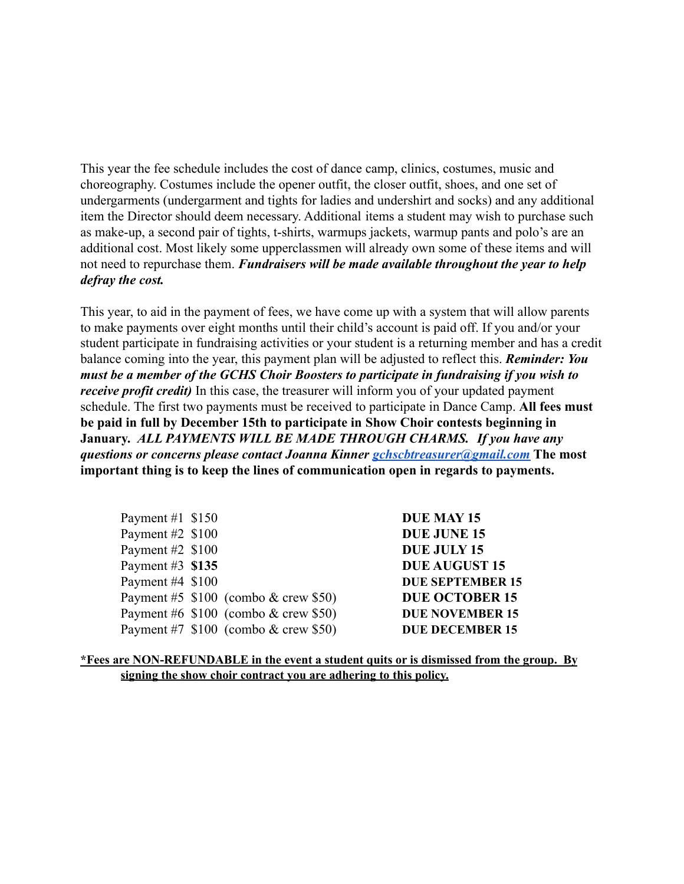This year the fee schedule includes the cost of dance camp, clinics, costumes, music and choreography. Costumes include the opener outfit, the closer outfit, shoes, and one set of undergarments (undergarment and tights for ladies and undershirt and socks) and any additional item the Director should deem necessary. Additional items a student may wish to purchase such as make-up, a second pair of tights, t-shirts, warmups jackets, warmup pants and polo's are an additional cost. Most likely some upperclassmen will already own some of these items and will not need to repurchase them. ***Fundraisers will be made available throughout the year to help defray the cost.***

This year, to aid in the payment of fees, we have come up with a system that will allow parents to make payments over eight months until their child's account is paid off. If you and/or your student participate in fundraising activities or your student is a returning member and has a credit balance coming into the year, this payment plan will be adjusted to reflect this. ***Reminder: You must be a member of the GCHS Choir Boosters to participate in fundraising if you wish to receive profit credit)*** In this case, the treasurer will inform you of your updated payment schedule. The first two payments must be received to participate in Dance Camp. **All fees must be paid in full by December 15th to participate in Show Choir contests beginning in January.** ***ALL PAYMENTS WILL BE MADE THROUGH CHARMS. If you have any questions or concerns please contact Joanna Kinner [gchscbtreasurer@gmail.com](mailto:gchscbtreasurer@gmail.com)*** **The most important thing is to keep the lines of communication open in regards to payments.**

| Payment | Amount | Due Date |
|---|---|---|
| Payment #1 | $150 | **DUE MAY 15** |
| Payment #2 | $100 | **DUE JUNE 15** |
| Payment #2 | $100 | **DUE JULY 15** |
| Payment #3 | **$135** | **DUE AUGUST 15** |
| Payment #4 | $100 | **DUE SEPTEMBER 15** |
| Payment #5 | $100 (combo & crew $50) | **DUE OCTOBER 15** |
| Payment #6 | $100 (combo & crew $50) | **DUE NOVEMBER 15** |
| Payment #7 | $100 (combo & crew $50) | **DUE DECEMBER 15** |

<u>**\*Fees are NON-REFUNDABLE in the event a student quits or is dismissed from the group. By signing the show choir contract you are adhering to this policy.**</u>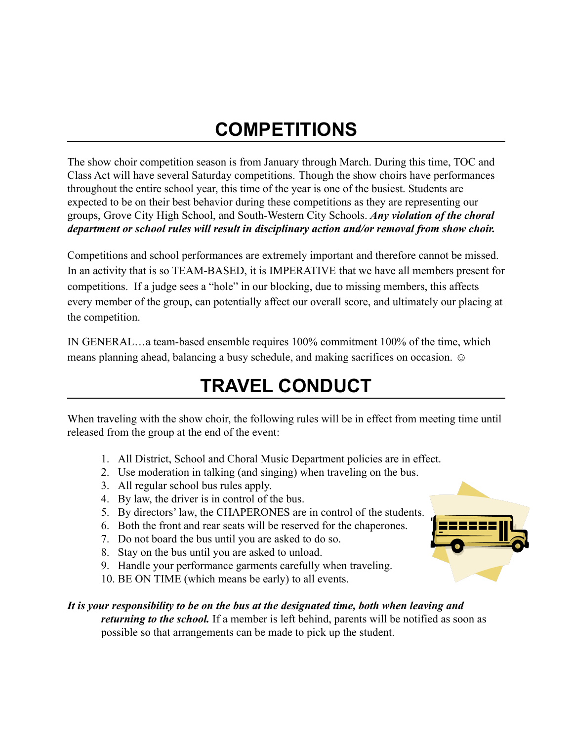# COMPETITIONS

The show choir competition season is from January through March. During this time, TOC and Class Act will have several Saturday competitions. Though the show choirs have performances throughout the entire school year, this time of the year is one of the busiest. Students are expected to be on their best behavior during these competitions as they are representing our groups, Grove City High School, and South-Western City Schools. ***Any violation of the choral department or school rules will result in disciplinary action and/or removal from show choir.***

Competitions and school performances are extremely important and therefore cannot be missed. In an activity that is so TEAM-BASED, it is IMPERATIVE that we have all members present for competitions. If a judge sees a "hole" in our blocking, due to missing members, this affects every member of the group, can potentially affect our overall score, and ultimately our placing at the competition.

IN GENERAL…a team-based ensemble requires 100% commitment 100% of the time, which means planning ahead, balancing a busy schedule, and making sacrifices on occasion. ☺

# TRAVEL CONDUCT

When traveling with the show choir, the following rules will be in effect from meeting time until released from the group at the end of the event:

1. All District, School and Choral Music Department policies are in effect.
2. Use moderation in talking (and singing) when traveling on the bus.
3. All regular school bus rules apply.
4. By law, the driver is in control of the bus.
5. By directors' law, the CHAPERONES are in control of the students.
6. Both the front and rear seats will be reserved for the chaperones.
7. Do not board the bus until you are asked to do so.
8. Stay on the bus until you are asked to unload.
9. Handle your performance garments carefully when traveling.
10. BE ON TIME (which means be early) to all events.

***It is your responsibility to be on the bus at the designated time, both when leaving and returning to the school.*** If a member is left behind, parents will be notified as soon as possible so that arrangements can be made to pick up the student.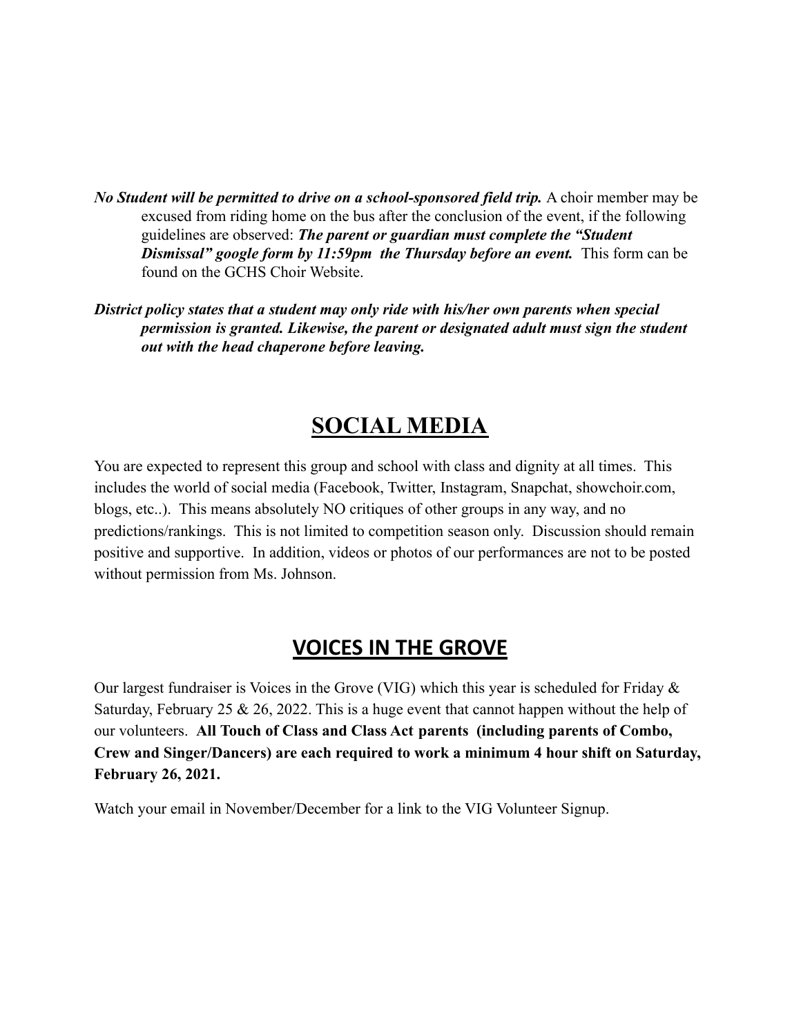***No Student will be permitted to drive on a school-sponsored field trip.*** A choir member may be excused from riding home on the bus after the conclusion of the event, if the following guidelines are observed: ***The parent or guardian must complete the "Student Dismissal" google form by 11:59pm the Thursday before an event.*** This form can be found on the GCHS Choir Website.

***District policy states that a student may only ride with his/her own parents when special permission is granted. Likewise, the parent or designated adult must sign the student out with the head chaperone before leaving.***

## SOCIAL MEDIA

You are expected to represent this group and school with class and dignity at all times. This includes the world of social media (Facebook, Twitter, Instagram, Snapchat, showchoir.com, blogs, etc..). This means absolutely NO critiques of other groups in any way, and no predictions/rankings. This is not limited to competition season only. Discussion should remain positive and supportive. In addition, videos or photos of our performances are not to be posted without permission from Ms. Johnson.

## VOICES IN THE GROVE

Our largest fundraiser is Voices in the Grove (VIG) which this year is scheduled for Friday & Saturday, February 25 & 26, 2022. This is a huge event that cannot happen without the help of our volunteers. **All Touch of Class and Class Act parents (including parents of Combo, Crew and Singer/Dancers) are each required to work a minimum 4 hour shift on Saturday, February 26, 2021.**

Watch your email in November/December for a link to the VIG Volunteer Signup.